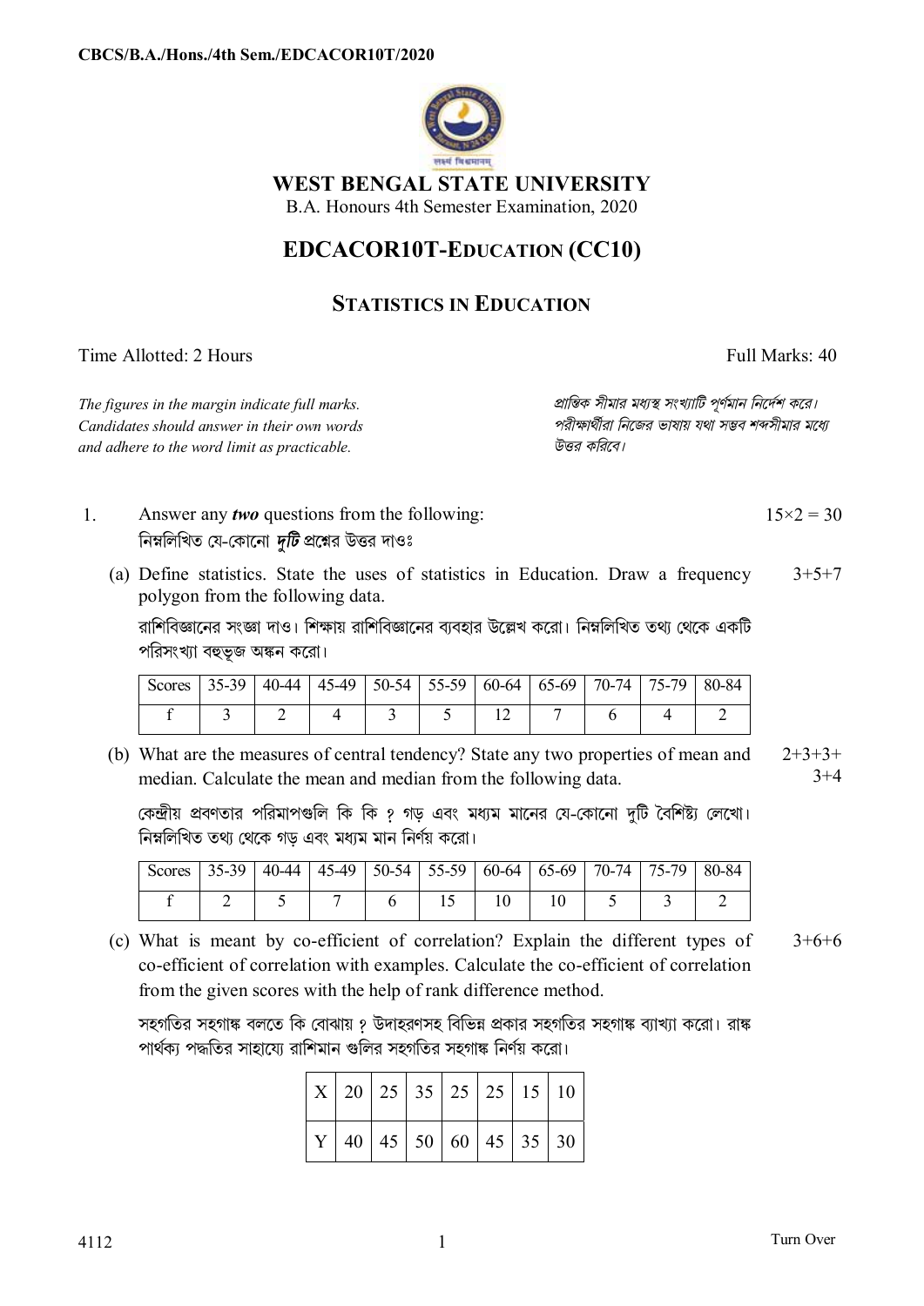CBCS/B.A./Hons./4th Sem./EDCACOR10T/2020

# WEST BENGAL STATE UNIVERSITY

B.A. Honours 4th Semester Examination, 2020

## EDCACOR10T-EDUCATION (CC10)

## STATISTICS IN EDUCATION

Time Allotted: 2 Hours — Full Marks: 40

*The figures in the margin indicate full marks. Candidates should answer in their own words and adhere to the word limit as practicable.*

*প্রান্তিক সীমার মধ্যস্থ সংখ্যাটি পূর্ণমান নির্দেশ করে। পরীক্ষার্থীরা নিজের ভাষায় যথা সম্ভব শব্দসীমার মধ্যে উত্তর করিবে।*

1. Answer any ***two*** questions from the following: — $15\times2 = 30$

   নিম্নলিখিত যে-কোনো ***দুটি*** প্রশ্নের উত্তর দাওঃ

   (a) Define statistics. State the uses of statistics in Education. Draw a frequency polygon from the following data. — 3+5+7

   রাশিবিজ্ঞানের সংজ্ঞা দাও। শিক্ষায় রাশিবিজ্ঞানের ব্যবহার উল্লেখ করো। নিম্নলিখিত তথ্য থেকে একটি পরিসংখ্যা বহুভূজ অঙ্কন করো।

| Scores | 35-39 | 40-44 | 45-49 | 50-54 | 55-59 | 60-64 | 65-69 | 70-74 | 75-79 | 80-84 |
|---|---|---|---|---|---|---|---|---|---|---|
| f | 3 | 2 | 4 | 3 | 5 | 12 | 7 | 6 | 4 | 2 |

   (b) What are the measures of central tendency? State any two properties of mean and median. Calculate the mean and median from the following data. — 2+3+3+3+4

   কেন্দ্রীয় প্রবণতার পরিমাপগুলি কি কি ? গড় এবং মধ্যম মানের যে-কোনো দুটি বৈশিষ্ট্য লেখো। নিম্নলিখিত তথ্য থেকে গড় এবং মধ্যম মান নির্ণয় করো।

| Scores | 35-39 | 40-44 | 45-49 | 50-54 | 55-59 | 60-64 | 65-69 | 70-74 | 75-79 | 80-84 |
|---|---|---|---|---|---|---|---|---|---|---|
| f | 2 | 5 | 7 | 6 | 15 | 10 | 10 | 5 | 3 | 2 |

   (c) What is meant by co-efficient of correlation? Explain the different types of co-efficient of correlation with examples. Calculate the co-efficient of correlation from the given scores with the help of rank difference method. — 3+6+6

   সহগতির সহগাঙ্ক বলতে কি বোঝায় ? উদাহরণসহ বিভিন্ন প্রকার সহগতির সহগাঙ্ক ব্যাখ্যা করো। রাঙ্ক পার্থক্য পদ্ধতির সাহায্যে রাশিমান গুলির সহগতির সহগাঙ্ক নির্ণয় করো।

| X | 20 | 25 | 35 | 25 | 25 | 15 | 10 |
|---|---|---|---|---|---|---|---|
| Y | 40 | 45 | 50 | 60 | 45 | 35 | 30 |

4112

Turn Over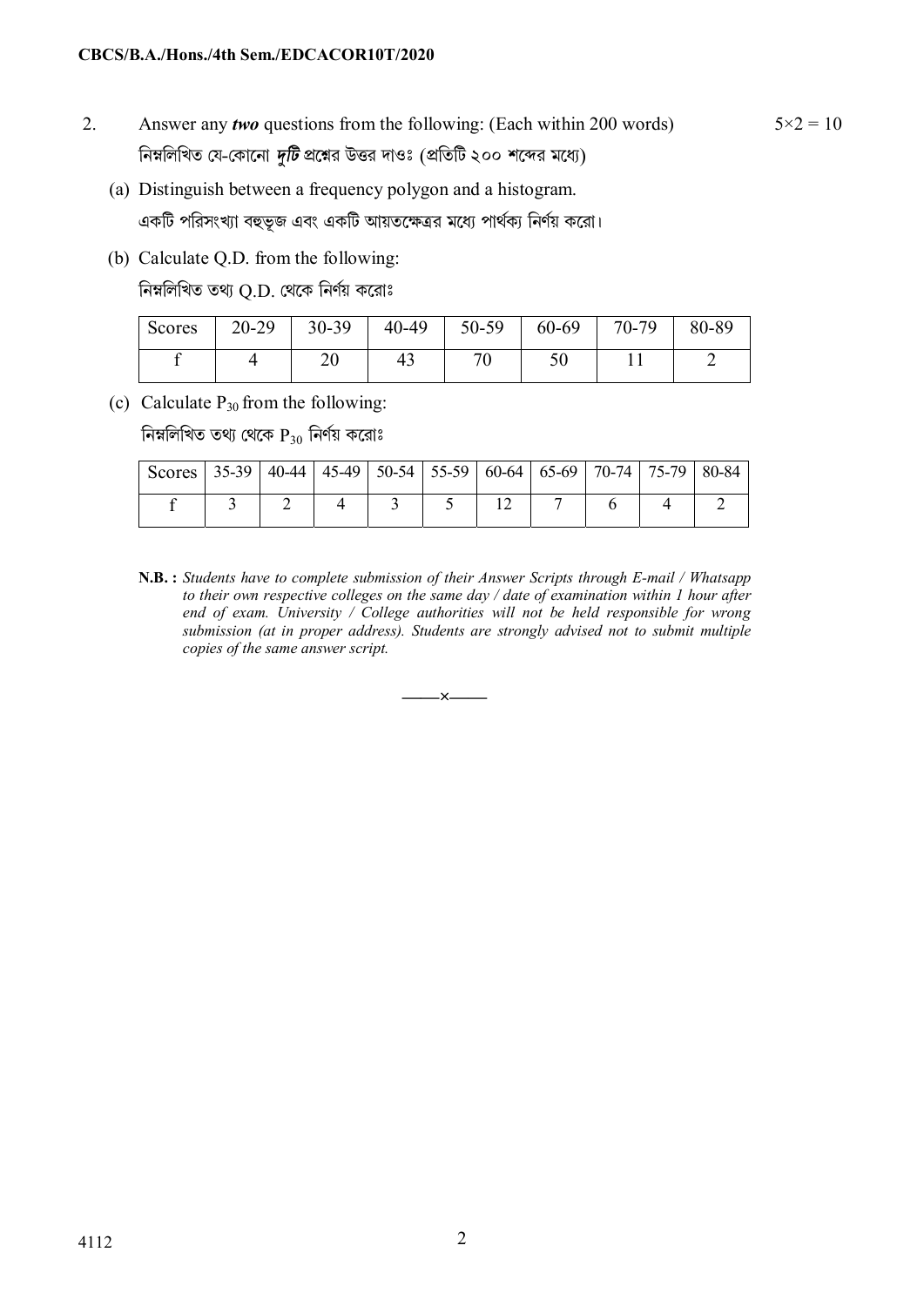2. Answer any ***two*** questions from the following: (Each within 200 words) $5 \times 2 = 10$

নিম্নলিখিত যে-কোনো ***দুটি*** প্রশ্নের উত্তর দাওঃ (প্রতিটি ২০০ শব্দের মধ্যে)

(a) Distinguish between a frequency polygon and a histogram.

একটি পরিসংখ্যা বহুভূজ এবং একটি আয়তক্ষেত্রর মধ্যে পার্থক্য নির্ণয় করো।

(b) Calculate Q.D. from the following:

নিম্নলিখিত তথ্য Q.D. থেকে নির্ণয় করোঃ

| Scores | 20-29 | 30-39 | 40-49 | 50-59 | 60-69 | 70-79 | 80-89 |
|---|---|---|---|---|---|---|---|
| f | 4 | 20 | 43 | 70 | 50 | 11 | 2 |

(c) Calculate $P_{30}$ from the following:

নিম্নলিখিত তথ্য থেকে $P_{30}$ নির্ণয় করোঃ

| Scores | 35-39 | 40-44 | 45-49 | 50-54 | 55-59 | 60-64 | 65-69 | 70-74 | 75-79 | 80-84 |
|---|---|---|---|---|---|---|---|---|---|---|
| f | 3 | 2 | 4 | 3 | 5 | 12 | 7 | 6 | 4 | 2 |

**N.B. :** *Students have to complete submission of their Answer Scripts through E-mail / Whatsapp to their own respective colleges on the same day / date of examination within 1 hour after end of exam. University / College authorities will not be held responsible for wrong submission (at in proper address). Students are strongly advised not to submit multiple copies of the same answer script.*

——×——